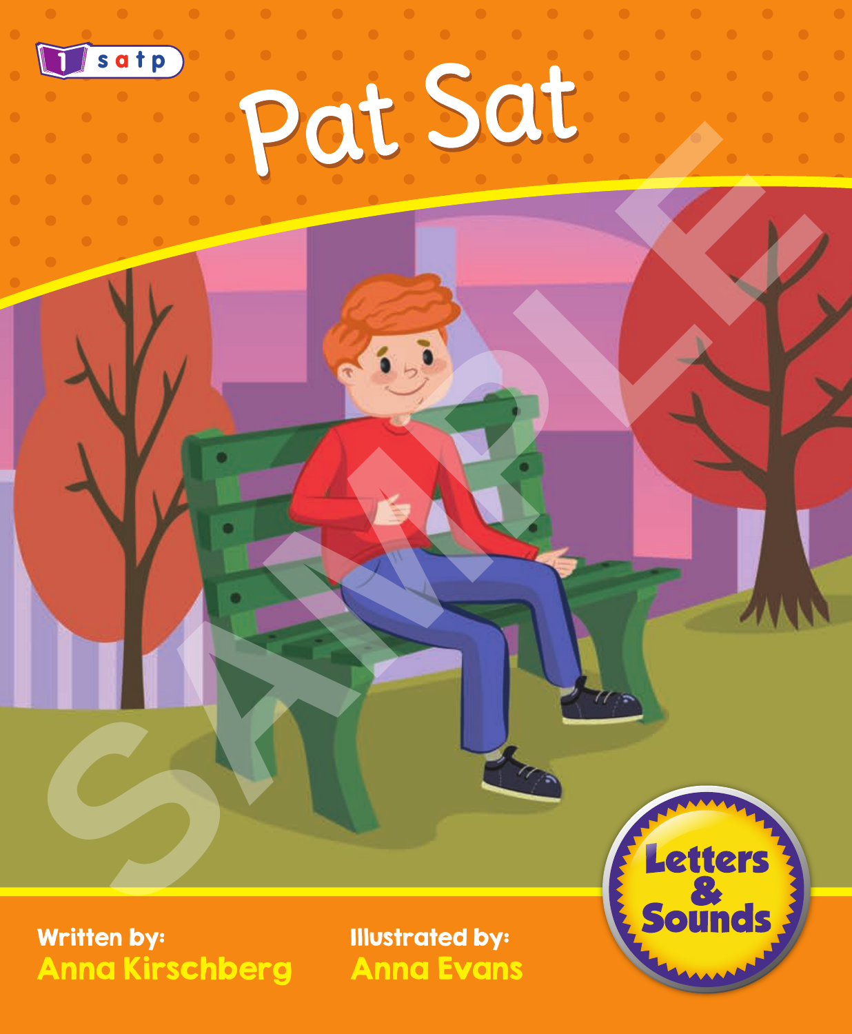1 s a t p

# Pat Sat

Written by:
Anna Kirschberg

Illustrated by:
Anna Evans

Letters & Sounds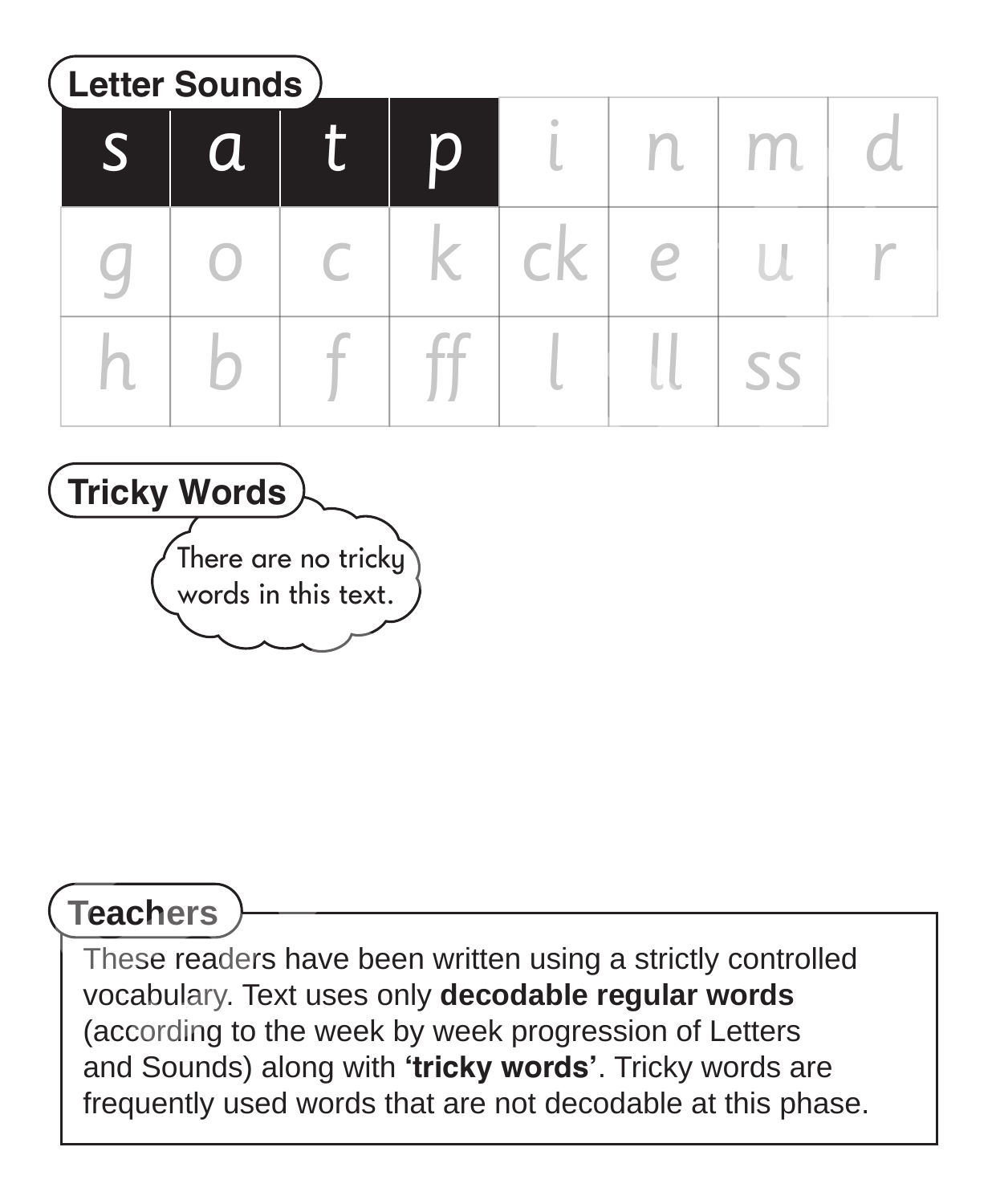## Letter Sounds

| s | a | t | p | i | n | m | d |
| --- | --- | --- | --- | --- | --- | --- | --- |
| g | o | c | k | ck | e | u | r |
| h | b | f | ff | l | ll | ss | |

## Tricky Words

There are no tricky words in this text.

## Teachers

These readers have been written using a strictly controlled vocabulary. Text uses only **decodable regular words** (according to the week by week progression of Letters and Sounds) along with **'tricky words'**. Tricky words are frequently used words that are not decodable at this phase.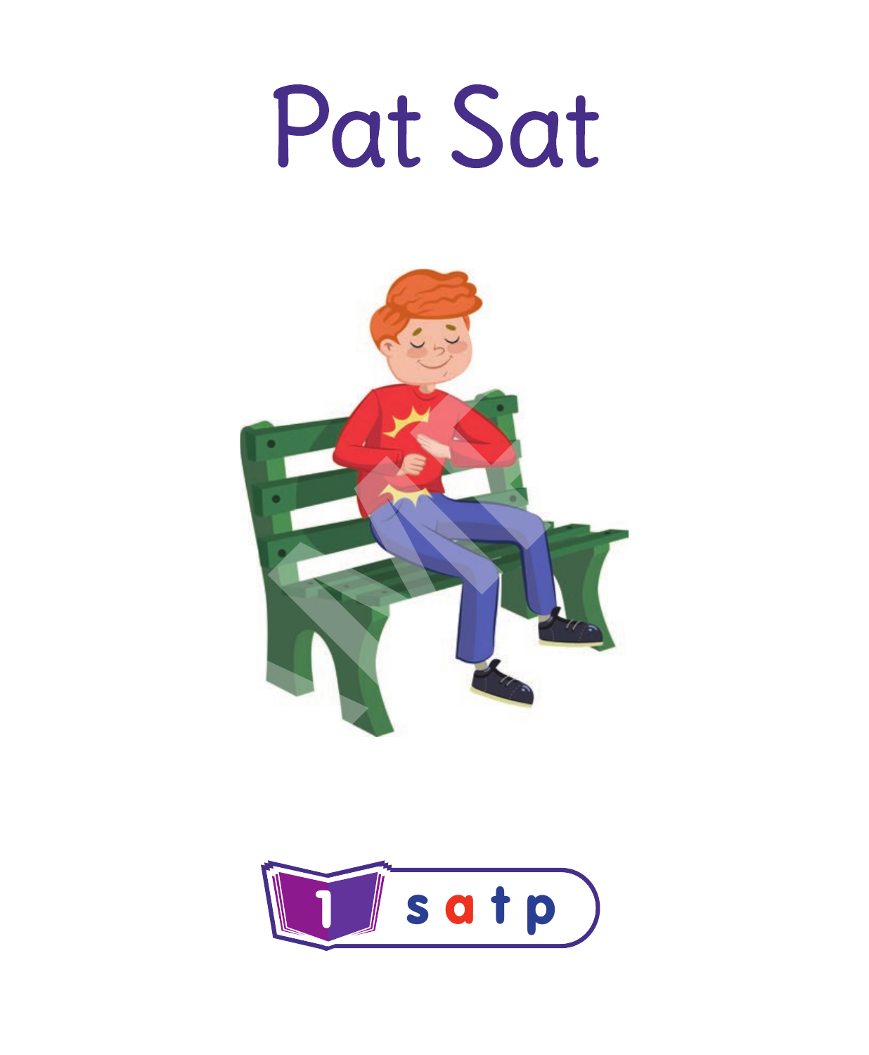# Pat Sat

1 s a t p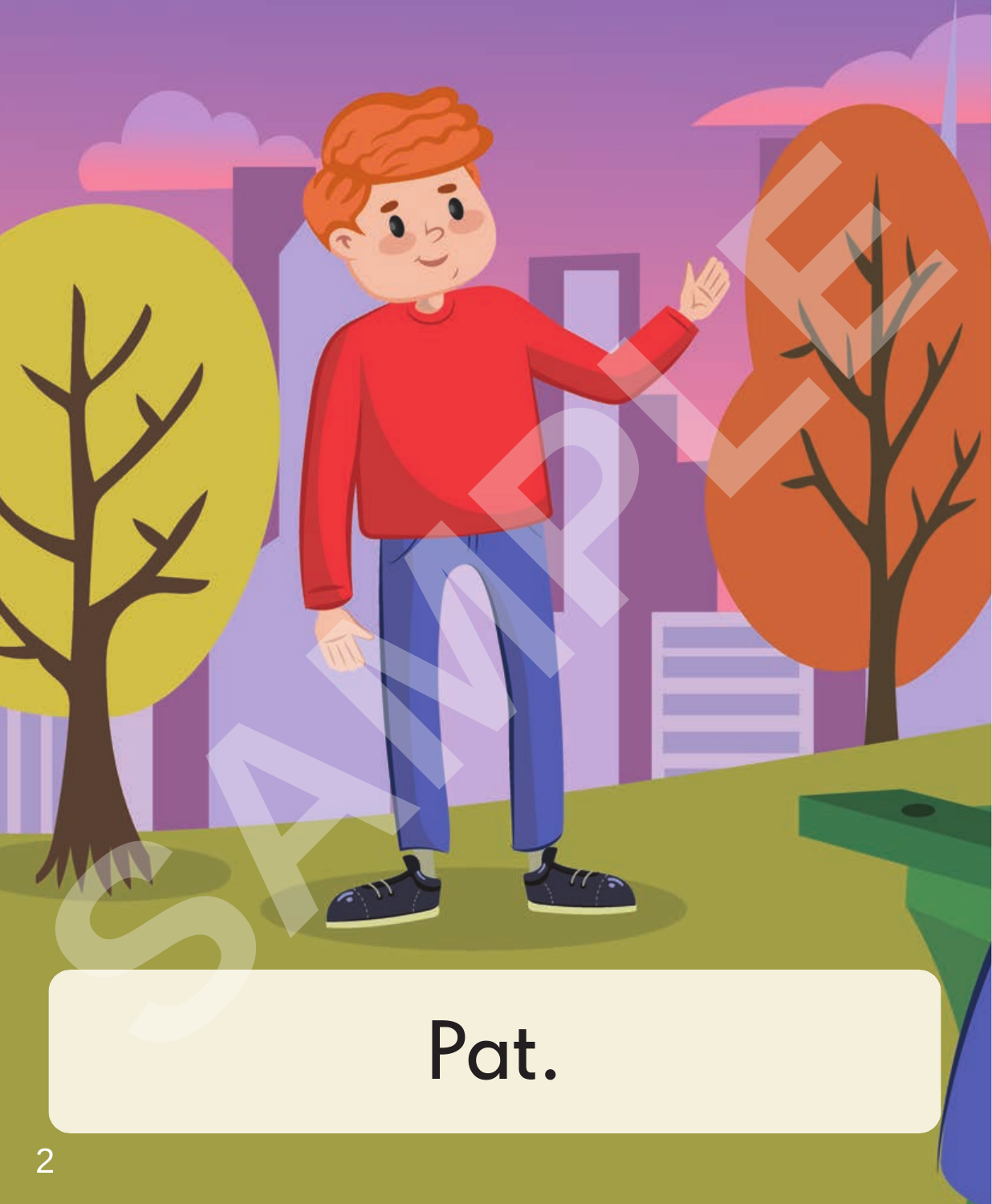Pat.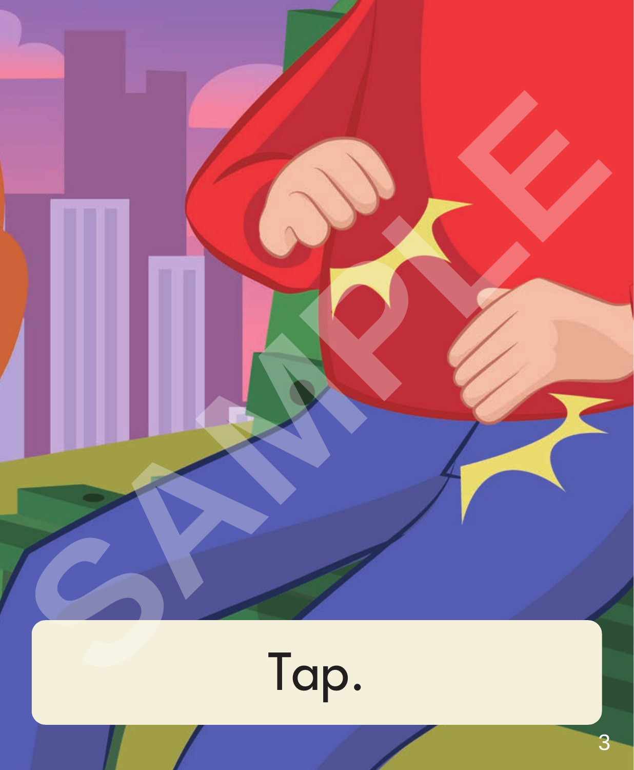Tap.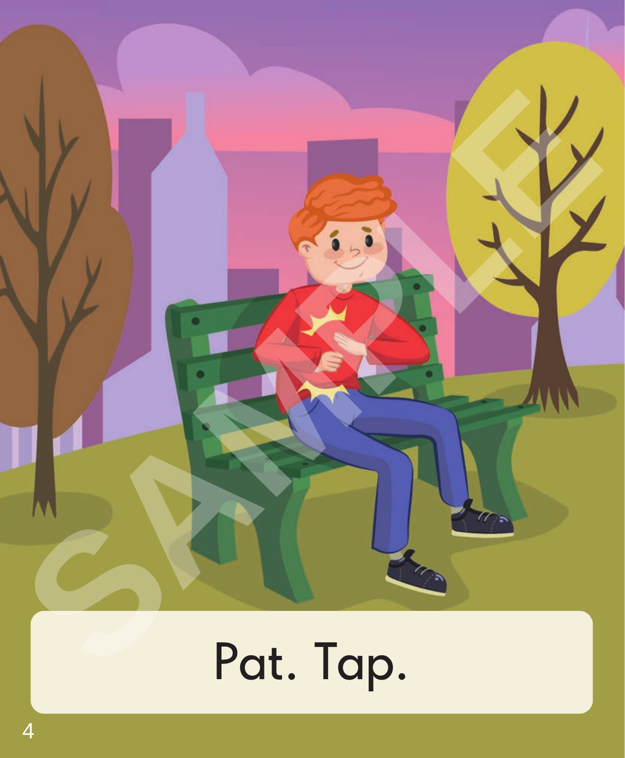Pat. Tap.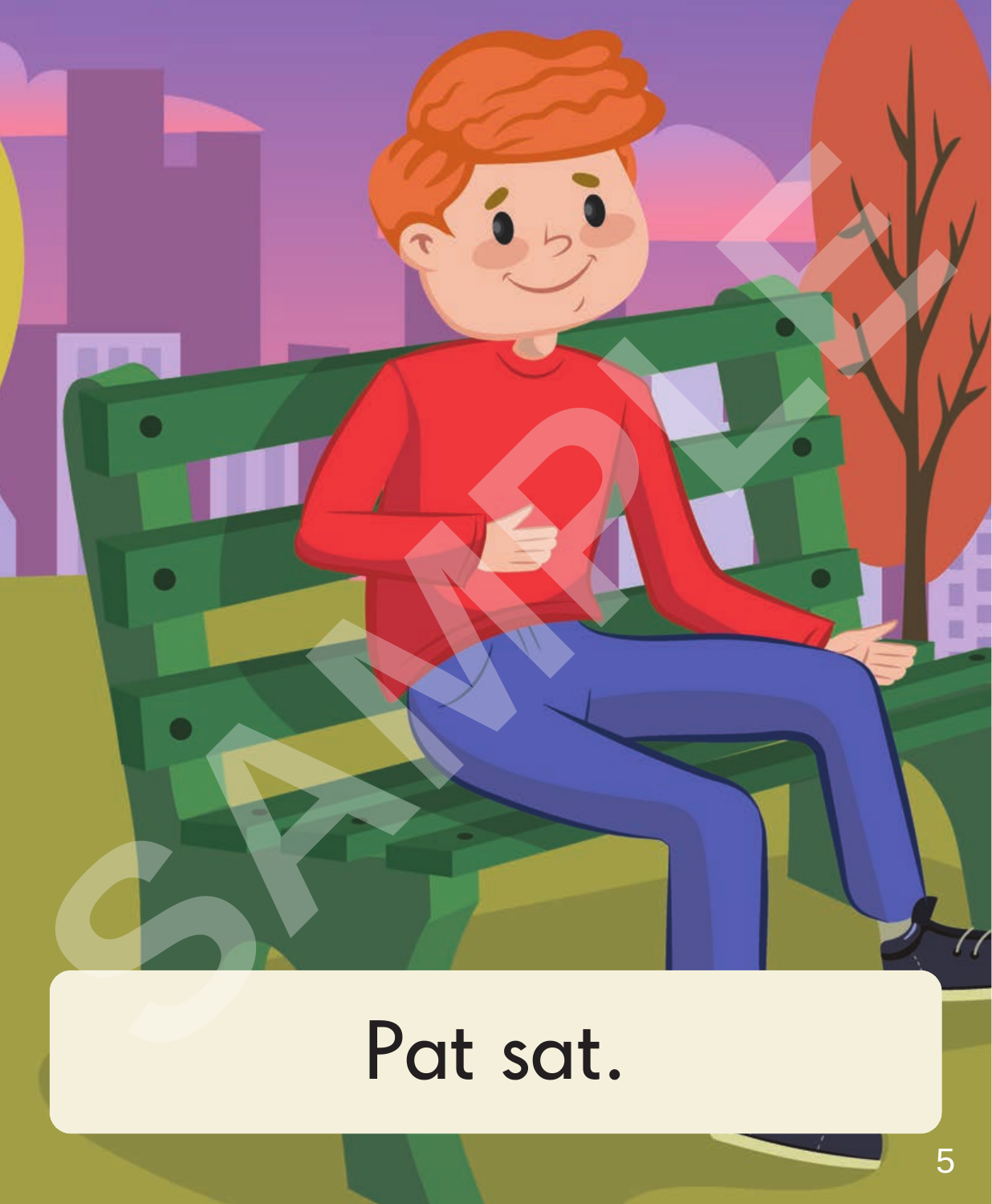Pat sat.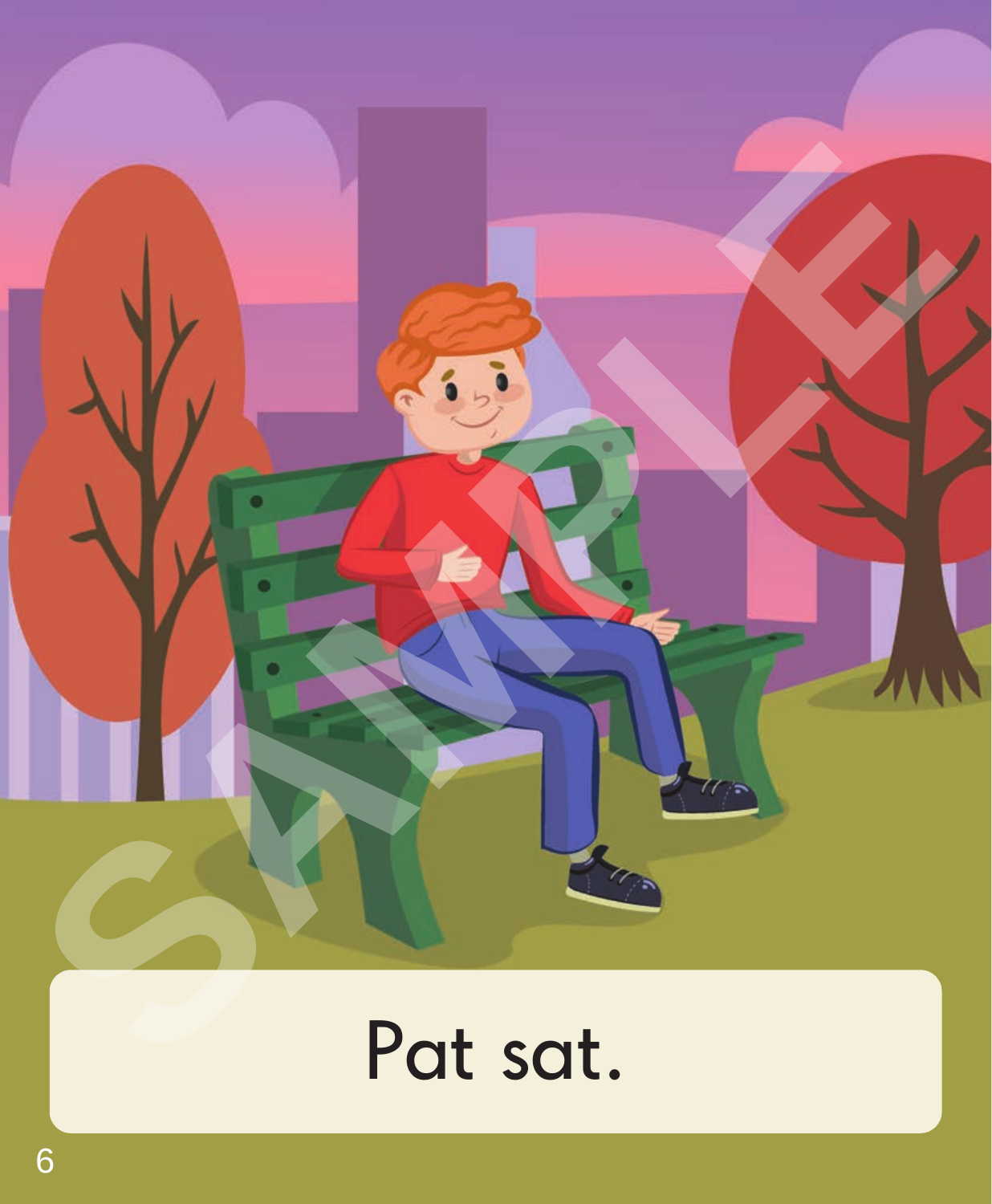Pat sat.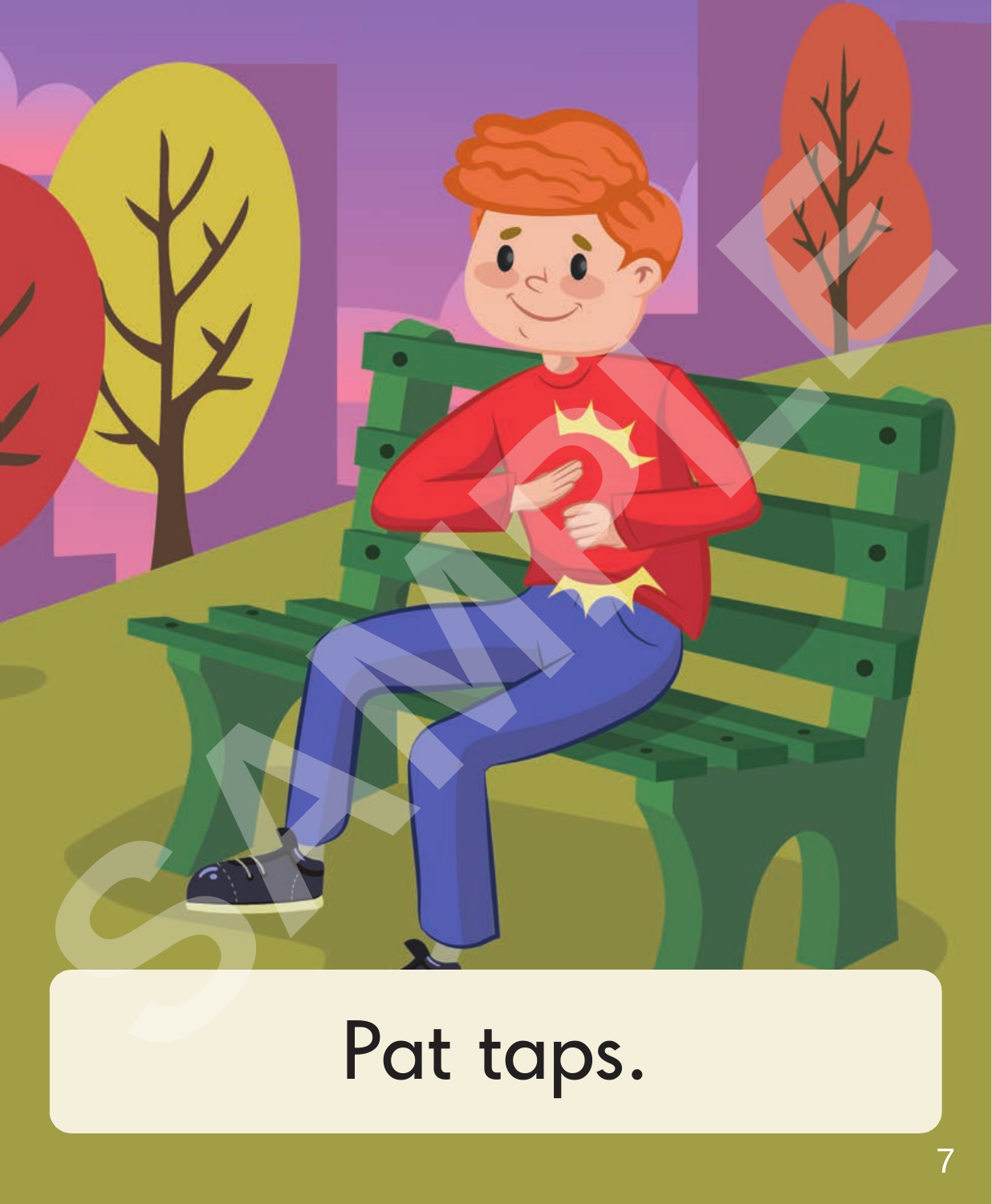Pat taps.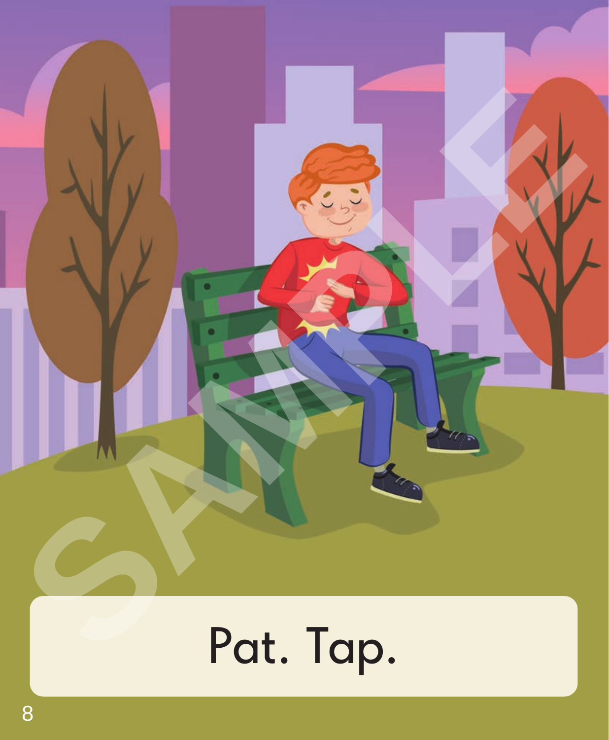Pat. Tap.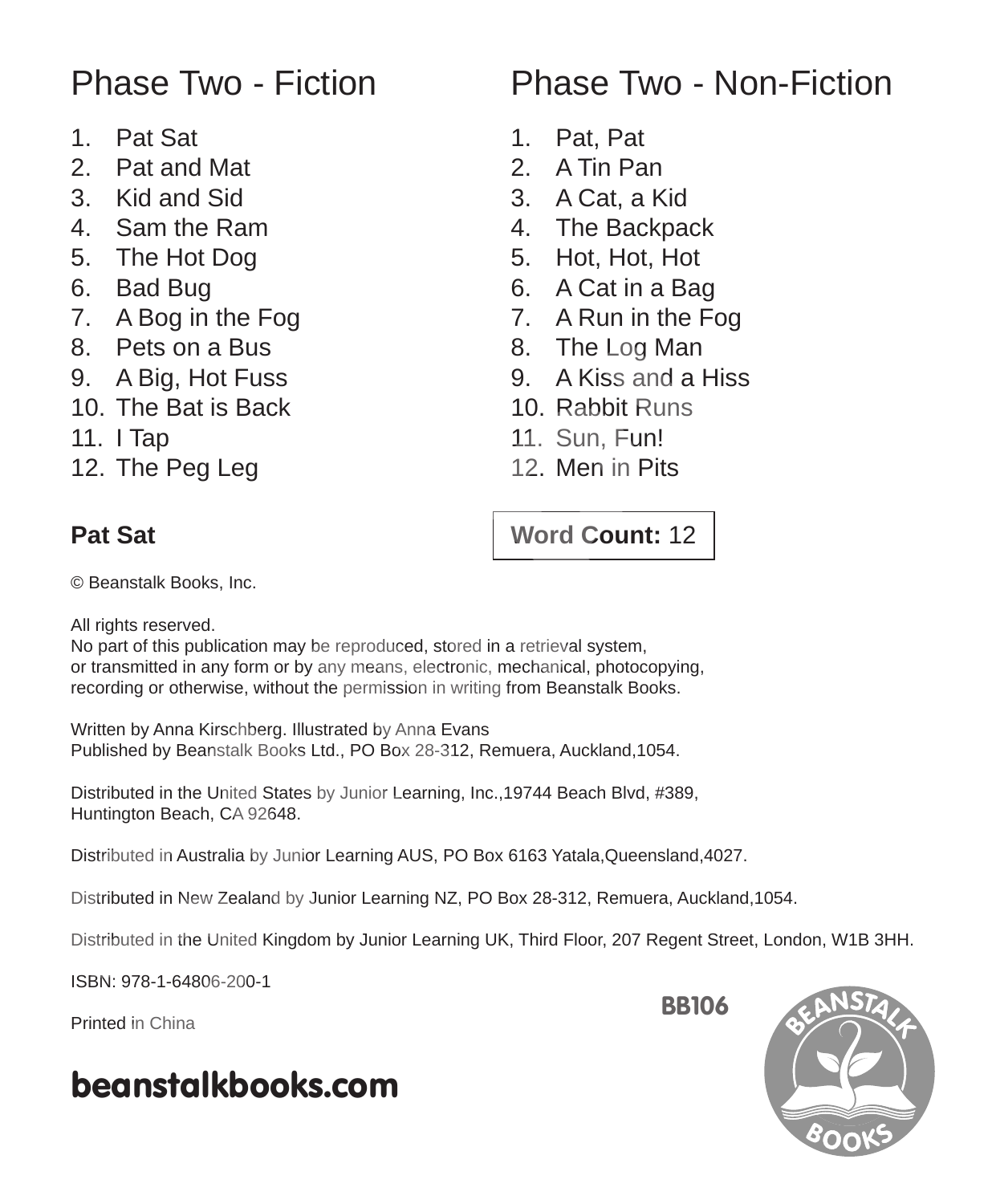## Phase Two - Fiction

1. Pat Sat
2. Pat and Mat
3. Kid and Sid
4. Sam the Ram
5. The Hot Dog
6. Bad Bug
7. A Bog in the Fog
8. Pets on a Bus
9. A Big, Hot Fuss
10. The Bat is Back
11. I Tap
12. The Peg Leg

## Phase Two - Non-Fiction

1. Pat, Pat
2. A Tin Pan
3. A Cat, a Kid
4. The Backpack
5. Hot, Hot, Hot
6. A Cat in a Bag
7. A Run in the Fog
8. The Log Man
9. A Kiss and a Hiss
10. Rabbit Runs
11. Sun, Fun!
12. Men in Pits

**Pat Sat**

**Word Count:** 12

© Beanstalk Books, Inc.

All rights reserved.
No part of this publication may be reproduced, stored in a retrieval system, or transmitted in any form or by any means, electronic, mechanical, photocopying, recording or otherwise, without the permission in writing from Beanstalk Books.

Written by Anna Kirschberg. Illustrated by Anna Evans
Published by Beanstalk Books Ltd., PO Box 28-312, Remuera, Auckland,1054.

Distributed in the United States by Junior Learning, Inc.,19744 Beach Blvd, #389, Huntington Beach, CA 92648.

Distributed in Australia by Junior Learning AUS, PO Box 6163 Yatala,Queensland,4027.

Distributed in New Zealand by Junior Learning NZ, PO Box 28-312, Remuera, Auckland,1054.

Distributed in the United Kingdom by Junior Learning UK, Third Floor, 207 Regent Street, London, W1B 3HH.

ISBN: 978-1-64806-200-1

Printed in China

**BB106**

**beanstalkbooks.com**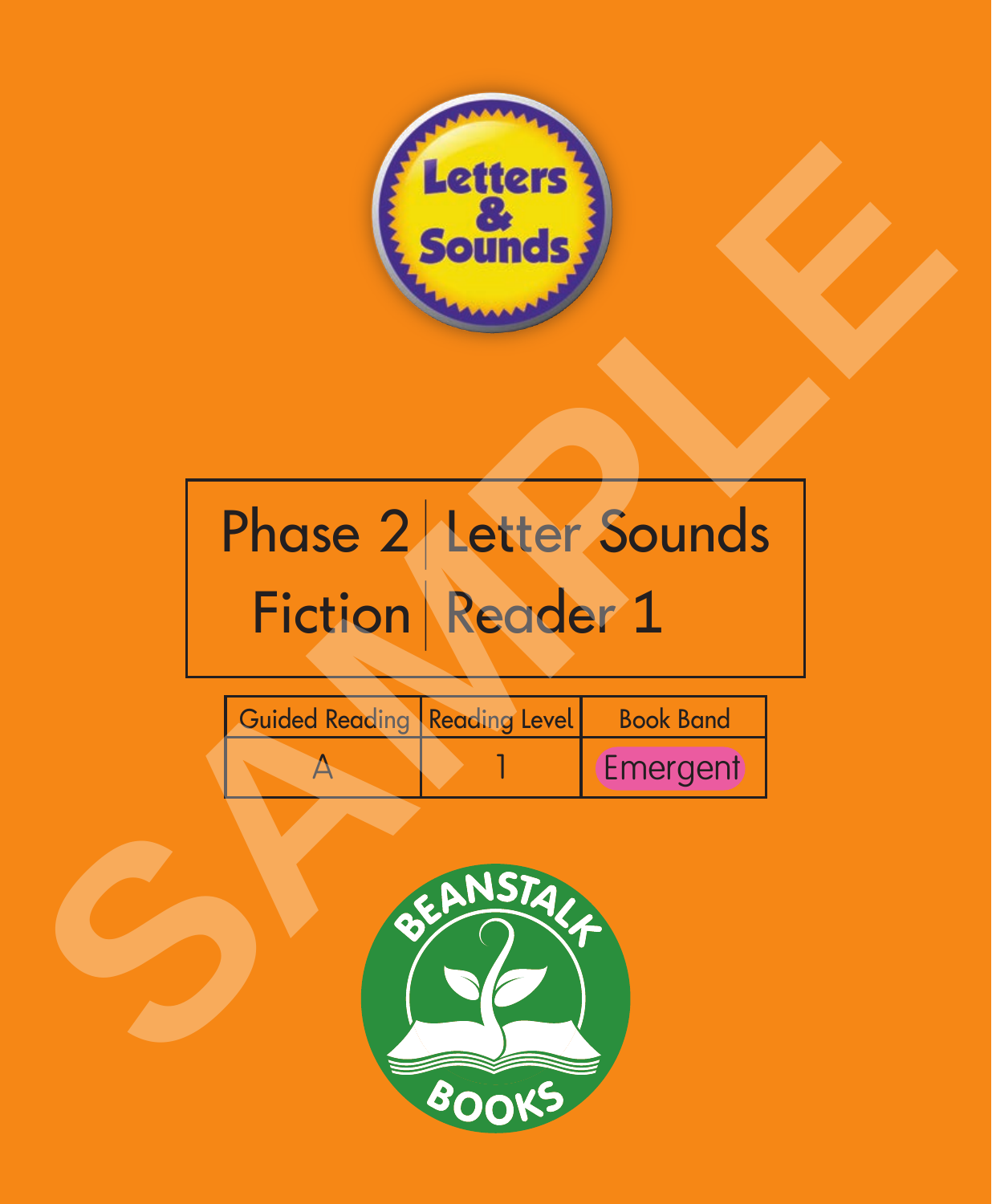Letters & Sounds

| Phase 2 | Letter Sounds |
| --- | --- |
| Fiction | Reader 1 |

| Guided Reading | Reading Level | Book Band |
| --- | --- | --- |
| A | 1 | Emergent |

BEANSTALK BOOKS